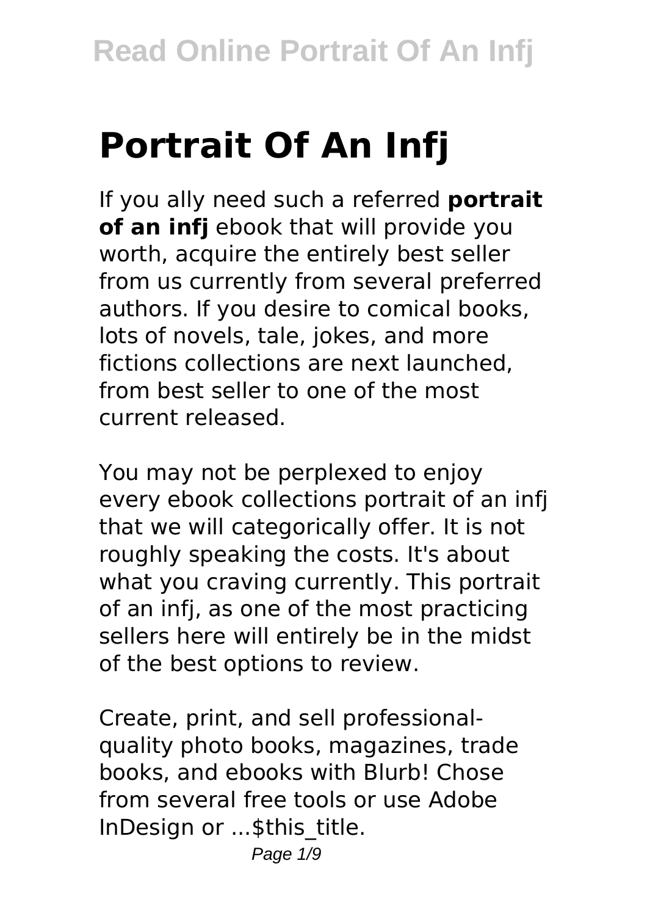# Portrait Of An Infj

If you ally need such a referred **portrait of an infj** ebook that will provide you worth, acquire the entirely best seller from us currently from several preferred authors. If you desire to comical books, lots of novels, tale, jokes, and more fictions collections are next launched, from best seller to one of the most current released.

You may not be perplexed to enjoy every ebook collections portrait of an infj that we will categorically offer. It is not roughly speaking the costs. It's about what you craving currently. This portrait of an infj, as one of the most practicing sellers here will entirely be in the midst of the best options to review.

Create, print, and sell professional-quality photo books, magazines, trade books, and ebooks with Blurb! Chose from several free tools or use Adobe InDesign or ...$this_title.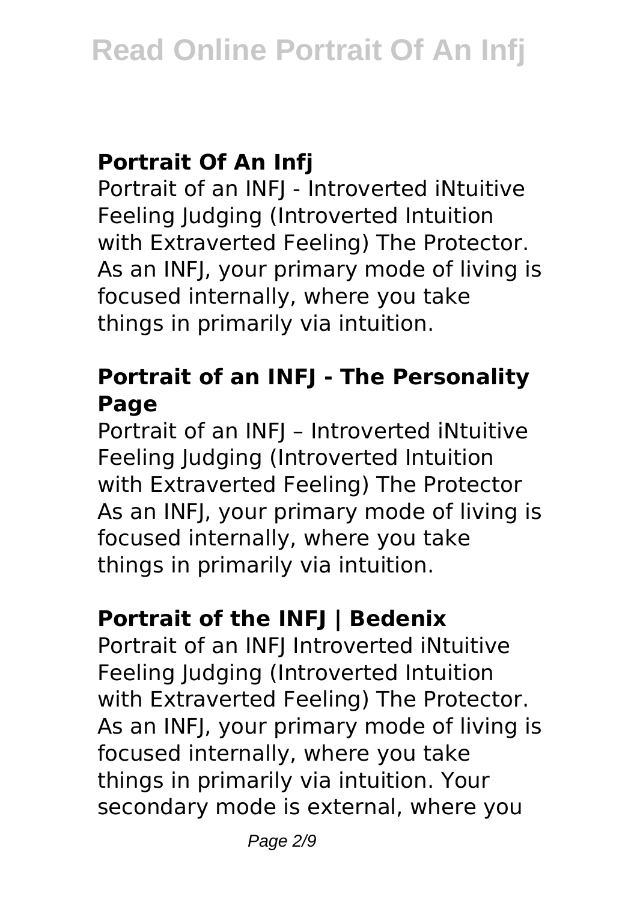## Portrait Of An Infj

Portrait of an INFJ - Introverted iNtuitive Feeling Judging (Introverted Intuition with Extraverted Feeling) The Protector. As an INFJ, your primary mode of living is focused internally, where you take things in primarily via intuition.

### Portrait of an INFJ - The Personality Page

Portrait of an INFJ – Introverted iNtuitive Feeling Judging (Introverted Intuition with Extraverted Feeling) The Protector As an INFJ, your primary mode of living is focused internally, where you take things in primarily via intuition.

### Portrait of the INFJ | Bedenix

Portrait of an INFJ Introverted iNtuitive Feeling Judging (Introverted Intuition with Extraverted Feeling) The Protector. As an INFJ, your primary mode of living is focused internally, where you take things in primarily via intuition. Your secondary mode is external, where you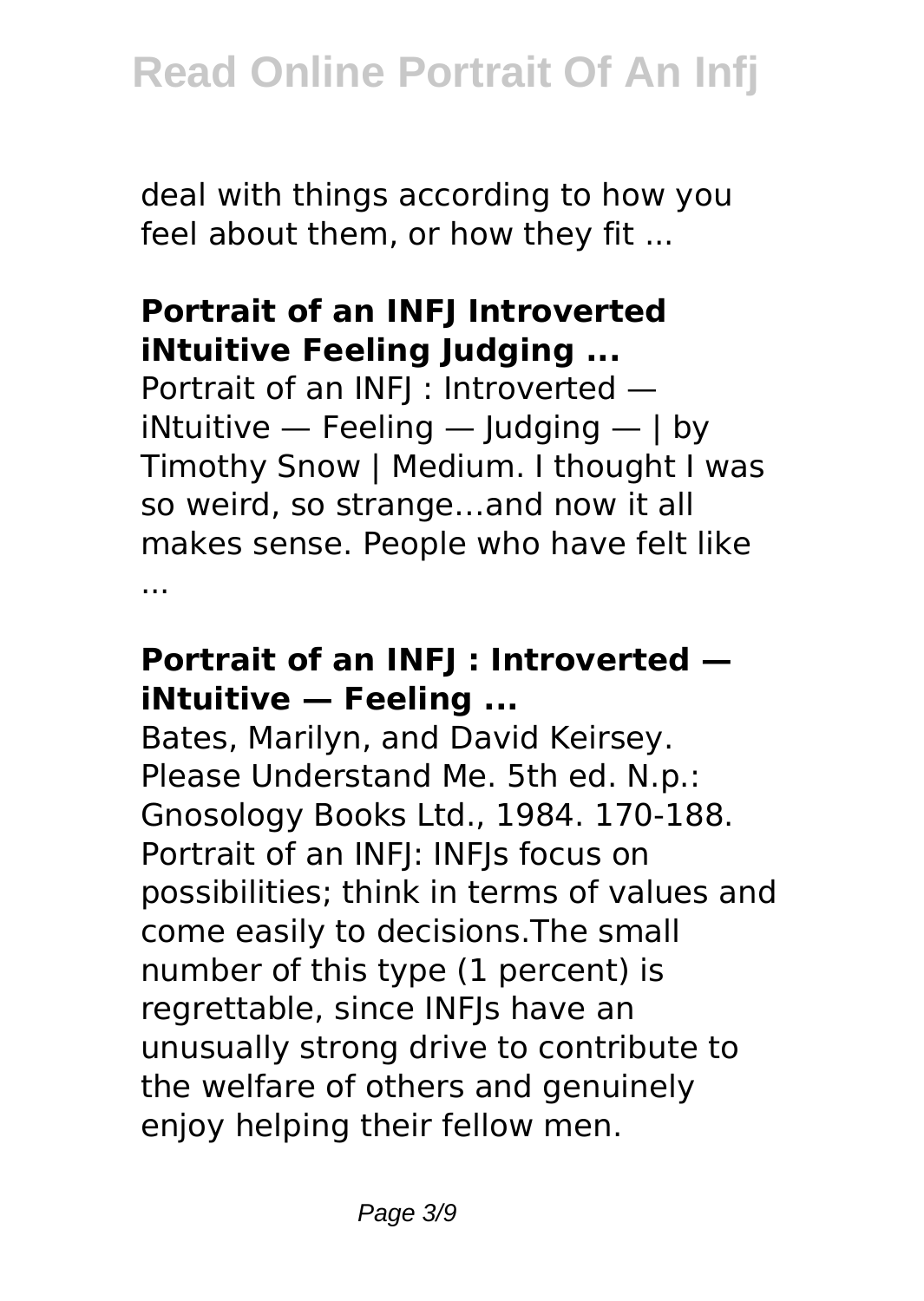deal with things according to how you feel about them, or how they fit ...

### Portrait of an INFJ Introverted iNtuitive Feeling Judging ...

Portrait of an INFJ : Introverted — iNtuitive — Feeling — Judging — | by Timothy Snow | Medium. I thought I was so weird, so strange…and now it all makes sense. People who have felt like ...

### Portrait of an INFJ : Introverted — iNtuitive — Feeling ...

Bates, Marilyn, and David Keirsey. Please Understand Me. 5th ed. N.p.: Gnosology Books Ltd., 1984. 170-188. Portrait of an INFJ: INFJs focus on possibilities; think in terms of values and come easily to decisions.The small number of this type (1 percent) is regrettable, since INFJs have an unusually strong drive to contribute to the welfare of others and genuinely enjoy helping their fellow men.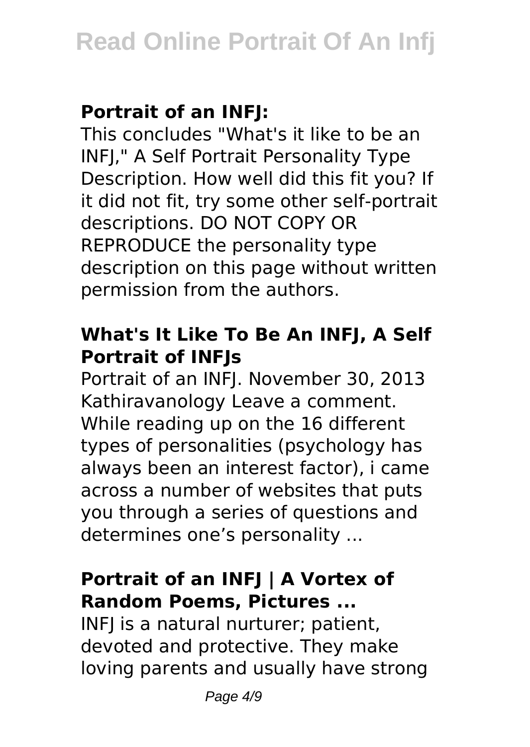### Portrait of an INFJ:

This concludes "What's it like to be an INFJ," A Self Portrait Personality Type Description. How well did this fit you? If it did not fit, try some other self-portrait descriptions. DO NOT COPY OR REPRODUCE the personality type description on this page without written permission from the authors.

### What's It Like To Be An INFJ, A Self Portrait of INFJs

Portrait of an INFJ. November 30, 2013 Kathiravanology Leave a comment. While reading up on the 16 different types of personalities (psychology has always been an interest factor), i came across a number of websites that puts you through a series of questions and determines one's personality ...

### Portrait of an INFJ | A Vortex of Random Poems, Pictures ...

INFJ is a natural nurturer; patient, devoted and protective. They make loving parents and usually have strong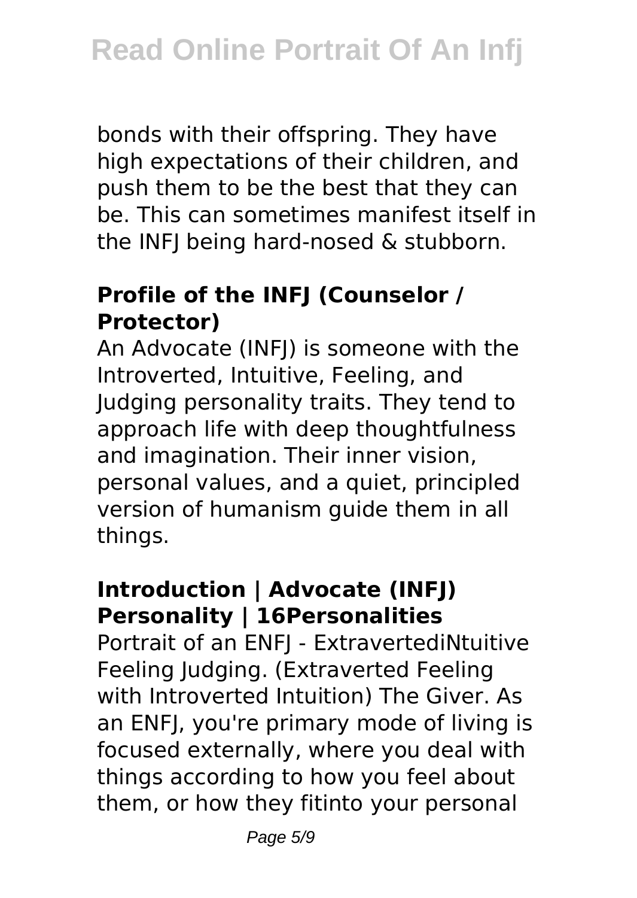bonds with their offspring. They have high expectations of their children, and push them to be the best that they can be. This can sometimes manifest itself in the INFJ being hard-nosed & stubborn.

### Profile of the INFJ (Counselor / Protector)

An Advocate (INFJ) is someone with the Introverted, Intuitive, Feeling, and Judging personality traits. They tend to approach life with deep thoughtfulness and imagination. Their inner vision, personal values, and a quiet, principled version of humanism guide them in all things.

### Introduction | Advocate (INFJ) Personality | 16Personalities

Portrait of an ENFJ - ExtravertediNtuitive Feeling Judging. (Extraverted Feeling with Introverted Intuition) The Giver. As an ENFJ, you're primary mode of living is focused externally, where you deal with things according to how you feel about them, or how they fitinto your personal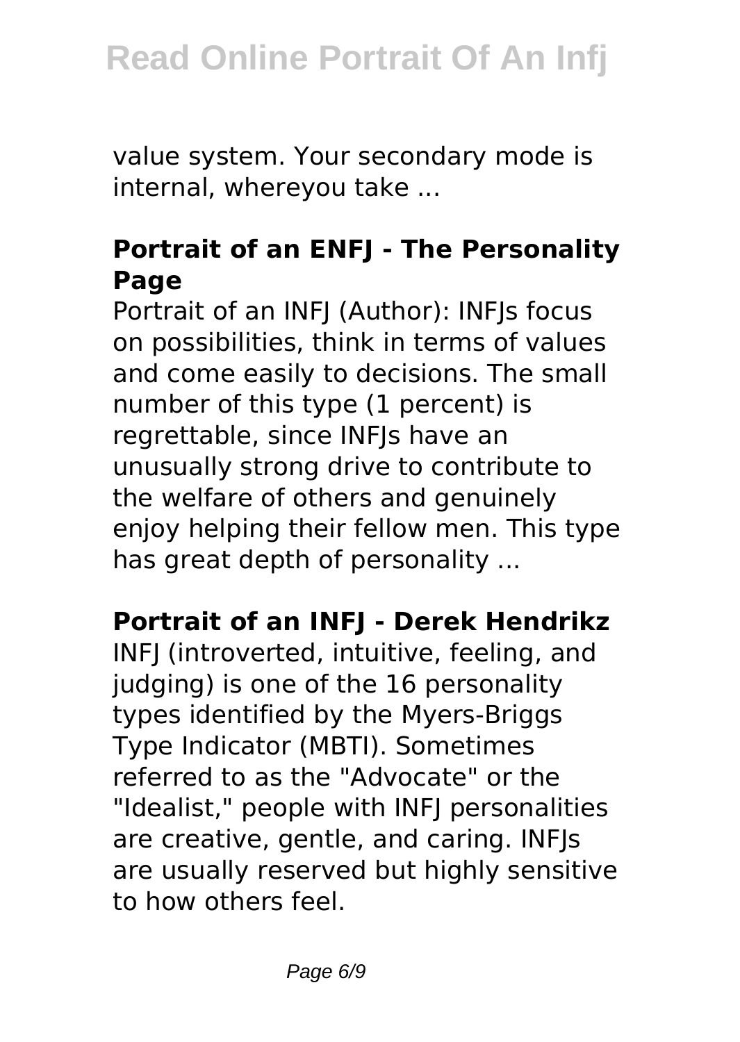value system. Your secondary mode is internal, whereyou take ...

### Portrait of an ENFJ - The Personality Page

Portrait of an INFJ (Author): INFJs focus on possibilities, think in terms of values and come easily to decisions. The small number of this type (1 percent) is regrettable, since INFJs have an unusually strong drive to contribute to the welfare of others and genuinely enjoy helping their fellow men. This type has great depth of personality ...

### Portrait of an INFJ - Derek Hendrikz

INFJ (introverted, intuitive, feeling, and judging) is one of the 16 personality types identified by the Myers-Briggs Type Indicator (MBTI). Sometimes referred to as the "Advocate" or the "Idealist," people with INFJ personalities are creative, gentle, and caring. INFJs are usually reserved but highly sensitive to how others feel.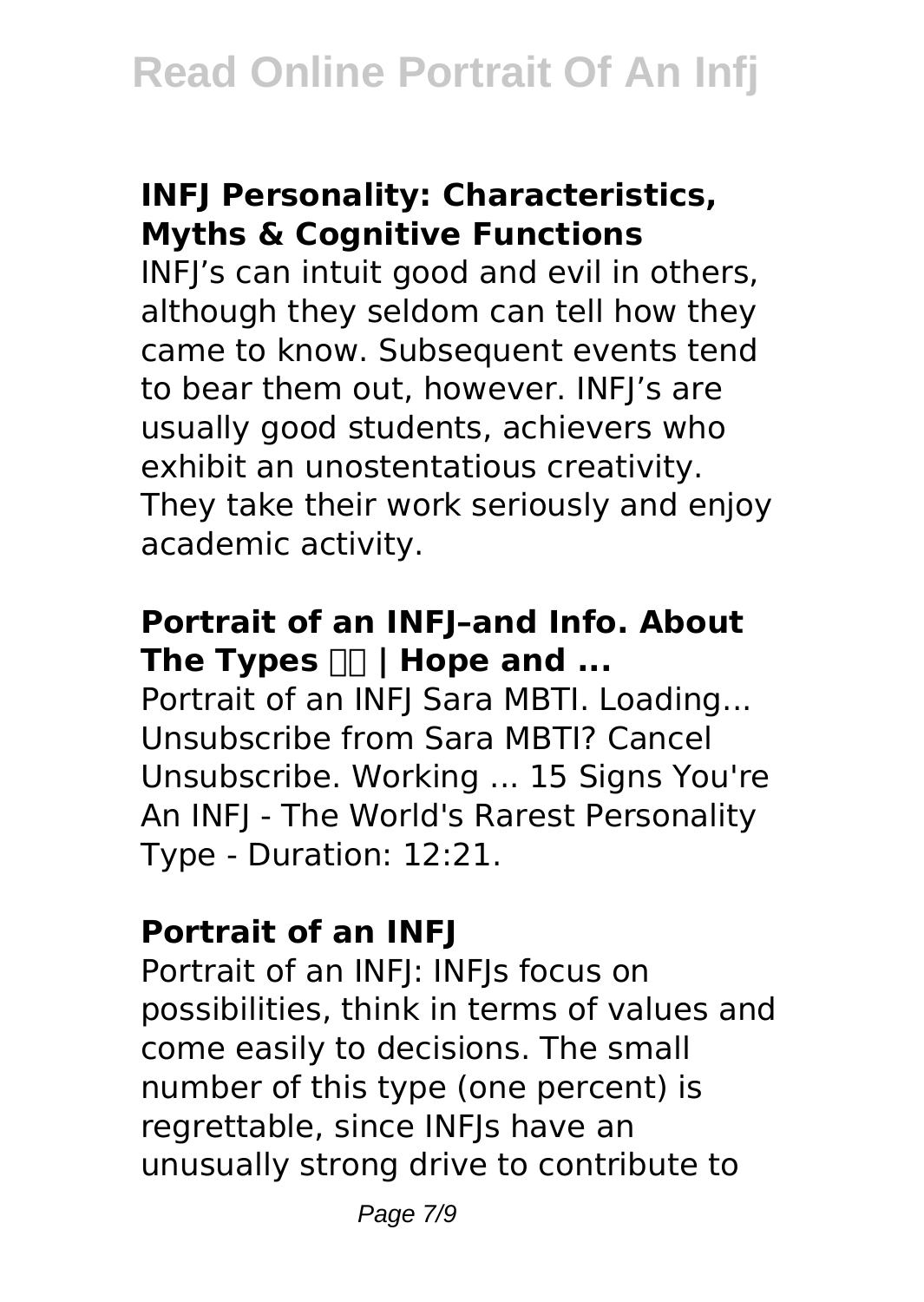### INFJ Personality: Characteristics, Myths & Cognitive Functions

INFJ's can intuit good and evil in others, although they seldom can tell how they came to know. Subsequent events tend to bear them out, however. INFJ's are usually good students, achievers who exhibit an unostentatious creativity. They take their work seriously and enjoy academic activity.

### Portrait of an INFJ–and Info. About The Types ☐☐ | Hope and ...

Portrait of an INFJ Sara MBTI. Loading... Unsubscribe from Sara MBTI? Cancel Unsubscribe. Working ... 15 Signs You're An INFJ - The World's Rarest Personality Type - Duration: 12:21.

### Portrait of an INFJ

Portrait of an INFJ: INFJs focus on possibilities, think in terms of values and come easily to decisions. The small number of this type (one percent) is regrettable, since INFJs have an unusually strong drive to contribute to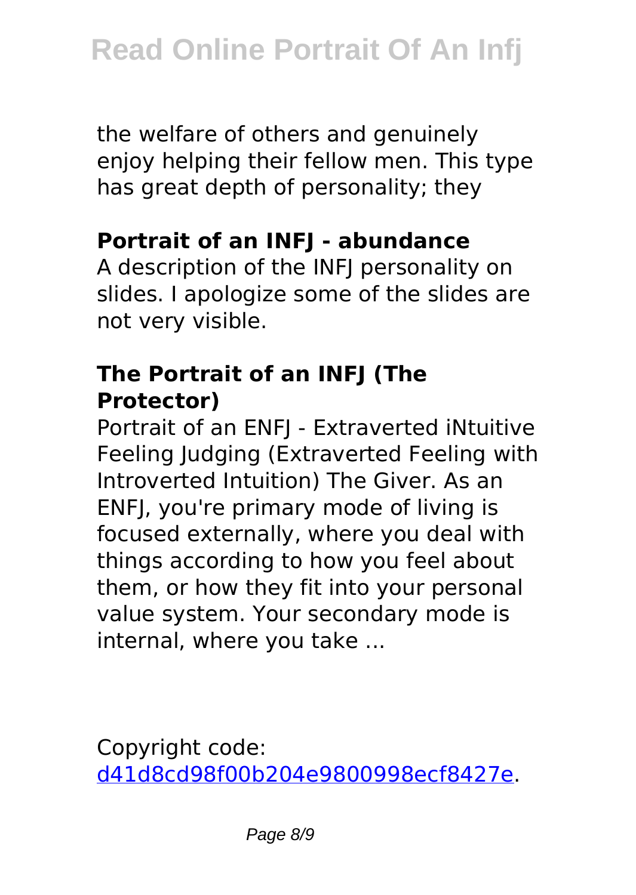the welfare of others and genuinely enjoy helping their fellow men. This type has great depth of personality; they

### Portrait of an INFJ - abundance

A description of the INFJ personality on slides. I apologize some of the slides are not very visible.

### The Portrait of an INFJ (The Protector)

Portrait of an ENFJ - Extraverted iNtuitive Feeling Judging (Extraverted Feeling with Introverted Intuition) The Giver. As an ENFJ, you're primary mode of living is focused externally, where you deal with things according to how you feel about them, or how they fit into your personal value system. Your secondary mode is internal, where you take ...

Copyright code: d41d8cd98f00b204e9800998ecf8427e.